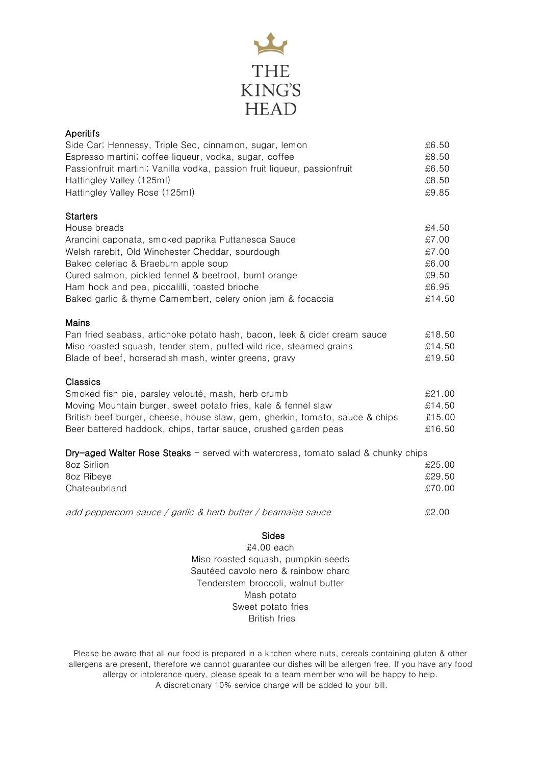# THE KING'S HEAD

## Aperitifs

| | |
|---|---|
| Side Car; Hennessy, Triple Sec, cinnamon, sugar, lemon | £6.50 |
| Espresso martini; coffee liqueur, vodka, sugar, coffee | £8.50 |
| Passionfruit martini; Vanilla vodka, passion fruit liqueur, passionfruit | £6.50 |
| Hattingley Valley (125ml) | £8.50 |
| Hattingley Valley Rose (125ml) | £9.85 |

## Starters

| | |
|---|---|
| House breads | £4.50 |
| Arancini caponata, smoked paprika Puttanesca Sauce | £7.00 |
| Welsh rarebit, Old Winchester Cheddar, sourdough | £7.00 |
| Baked celeriac & Braeburn apple soup | £6.00 |
| Cured salmon, pickled fennel & beetroot, burnt orange | £9.50 |
| Ham hock and pea, piccalilli, toasted brioche | £6.95 |
| Baked garlic & thyme Camembert, celery onion jam & focaccia | £14.50 |

## Mains

| | |
|---|---|
| Pan fried seabass, artichoke potato hash, bacon, leek & cider cream sauce | £18.50 |
| Miso roasted squash, tender stem, puffed wild rice, steamed grains | £14.50 |
| Blade of beef, horseradish mash, winter greens, gravy | £19.50 |

## Classics

| | |
|---|---|
| Smoked fish pie, parsley velouté, mash, herb crumb | £21.00 |
| Moving Mountain burger, sweet potato fries, kale & fennel slaw | £14.50 |
| British beef burger, cheese, house slaw, gem, gherkin, tomato, sauce & chips | £15.00 |
| Beer battered haddock, chips, tartar sauce, crushed garden peas | £16.50 |

**Dry-aged Walter Rose Steaks** – served with watercress, tomato salad & chunky chips

| | |
|---|---|
| 8oz Sirlion | £25.00 |
| 8oz Ribeye | £29.50 |
| Chateaubriand | £70.00 |

*add peppercorn sauce / garlic & herb butter / bearnaise sauce* £2.00

## Sides

£4.00 each

Miso roasted squash, pumpkin seeds
Sautéed cavolo nero & rainbow chard
Tenderstem broccoli, walnut butter
Mash potato
Sweet potato fries
British fries

Please be aware that all our food is prepared in a kitchen where nuts, cereals containing gluten & other allergens are present, therefore we cannot guarantee our dishes will be allergen free. If you have any food allergy or intolerance query, please speak to a team member who will be happy to help.
A discretionary 10% service charge will be added to your bill.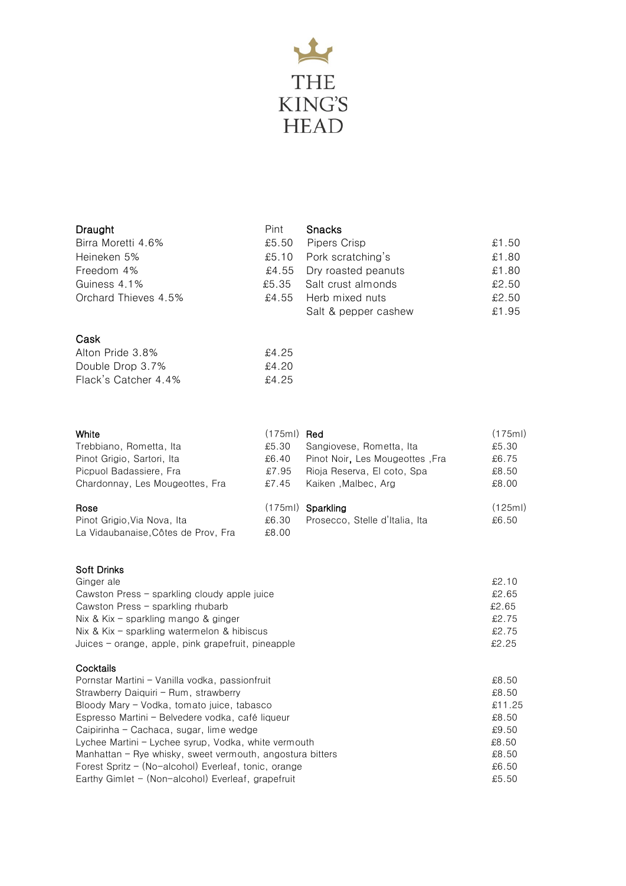# THE KING'S HEAD

## Draught

| Draught | Pint |
|---|---|
| Birra Moretti 4.6% | £5.50 |
| Heineken 5% | £5.10 |
| Freedom 4% | £4.55 |
| Guiness 4.1% | £5.35 |
| Orchard Thieves 4.5% | £4.55 |

## Snacks

| Snacks | |
|---|---|
| Pipers Crisp | £1.50 |
| Pork scratching's | £1.80 |
| Dry roasted peanuts | £1.80 |
| Salt crust almonds | £2.50 |
| Herb mixed nuts | £2.50 |
| Salt & pepper cashew | £1.95 |

## Cask

| Cask | |
|---|---|
| Alton Pride 3.8% | £4.25 |
| Double Drop 3.7% | £4.20 |
| Flack's Catcher 4.4% | £4.25 |

## White

| White | (175ml) |
|---|---|
| Trebbiano, Rometta, Ita | £5.30 |
| Pinot Grigio, Sartori, Ita | £6.40 |
| Picpuol Badassiere, Fra | £7.95 |
| Chardonnay, Les Mougeottes, Fra | £7.45 |

## Red

| Red | (175ml) |
|---|---|
| Sangiovese, Rometta, Ita | £5.30 |
| Pinot Noir, Les Mougeottes ,Fra | £6.75 |
| Rioja Reserva, El coto, Spa | £8.50 |
| Kaiken ,Malbec, Arg | £8.00 |

## Rose

| Rose | (175ml) |
|---|---|
| Pinot Grigio,Via Nova, Ita | £6.30 |
| La Vidaubanaise,Côtes de Prov, Fra | £8.00 |

## Sparkling

| Sparkling | (125ml) |
|---|---|
| Prosecco, Stelle d'Italia, Ita | £6.50 |

## Soft Drinks

| Soft Drinks | |
|---|---|
| Ginger ale | £2.10 |
| Cawston Press – sparkling cloudy apple juice | £2.65 |
| Cawston Press – sparkling rhubarb | £2.65 |
| Nix & Kix – sparkling mango & ginger | £2.75 |
| Nix & Kix – sparkling watermelon & hibiscus | £2.75 |
| Juices – orange, apple, pink grapefruit, pineapple | £2.25 |

## Cocktails

| Cocktails | |
|---|---|
| Pornstar Martini – Vanilla vodka, passionfruit | £8.50 |
| Strawberry Daiquiri – Rum, strawberry | £8.50 |
| Bloody Mary – Vodka, tomato juice, tabasco | £11.25 |
| Espresso Martini – Belvedere vodka, café liqueur | £8.50 |
| Caipirinha – Cachaca, sugar, lime wedge | £9.50 |
| Lychee Martini – Lychee syrup, Vodka, white vermouth | £8.50 |
| Manhattan – Rye whisky, sweet vermouth, angostura bitters | £8.50 |
| Forest Spritz – (No-alcohol) Everleaf, tonic, orange | £6.50 |
| Earthy Gimlet – (Non-alcohol) Everleaf, grapefruit | £5.50 |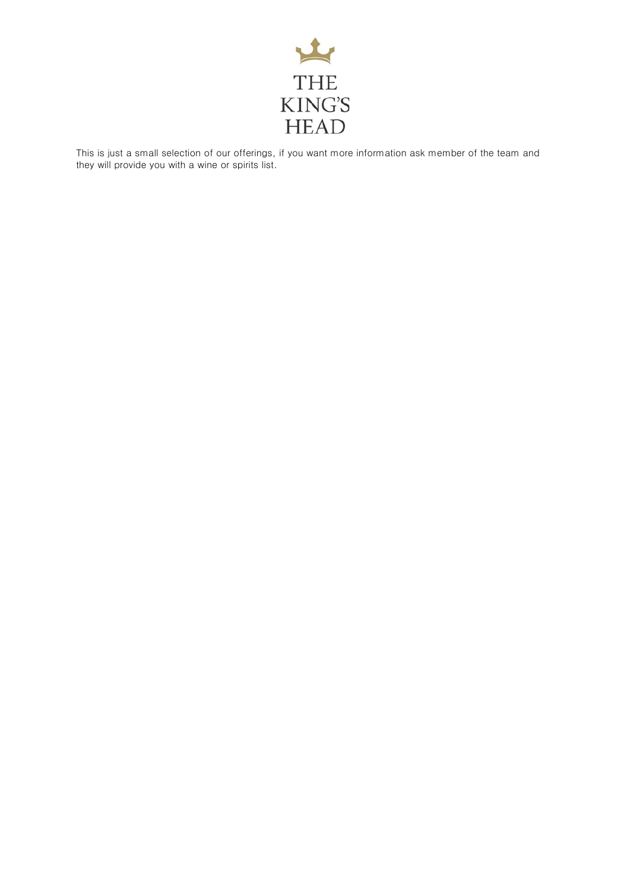# THE KING'S HEAD

This is just a small selection of our offerings, if you want more information ask member of the team and they will provide you with a wine or spirits list.